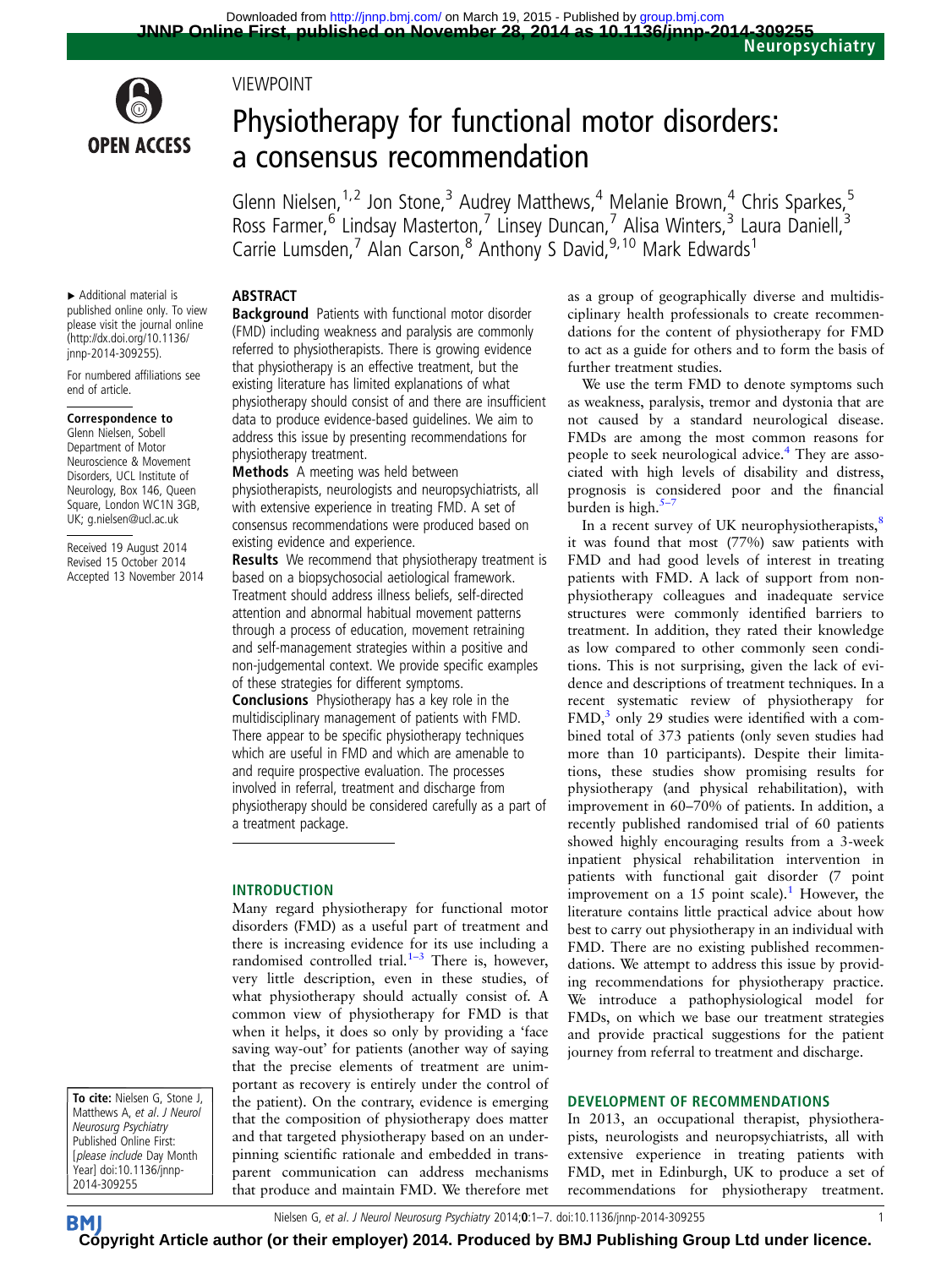VIEWPOINT

# Physiotherapy for functional motor disorders: a consensus recommendation

Glenn Nielsen,[1,2] Jon Stone,[3] Audrey Matthews,[4] Melanie Brown,[4] Chris Sparkes,[5] Ross Farmer,[6] Lindsay Masterton,[7] Linsey Duncan,[7] Alisa Winters,[3] Laura Daniell,[3] Carrie Lumsden,[7] Alan Carson,[8] Anthony S David,[9,10] Mark Edwards[1]

▸ Additional material is published online only. To view please visit the journal online (http://dx.doi.org/10.1136/jnnp-2014-309255).

For numbered affiliations see end of article.

**Correspondence to**
Glenn Nielsen, Sobell Department of Motor Neuroscience & Movement Disorders, UCL Institute of Neurology, Box 146, Queen Square, London WC1N 3GB, UK; g.nielsen@ucl.ac.uk

Received 19 August 2014
Revised 15 October 2014
Accepted 13 November 2014

## ABSTRACT

**Background** Patients with functional motor disorder (FMD) including weakness and paralysis are commonly referred to physiotherapists. There is growing evidence that physiotherapy is an effective treatment, but the existing literature has limited explanations of what physiotherapy should consist of and there are insufficient data to produce evidence-based guidelines. We aim to address this issue by presenting recommendations for physiotherapy treatment.

**Methods** A meeting was held between physiotherapists, neurologists and neuropsychiatrists, all with extensive experience in treating FMD. A set of consensus recommendations were produced based on existing evidence and experience.

**Results** We recommend that physiotherapy treatment is based on a biopsychosocial aetiological framework. Treatment should address illness beliefs, self-directed attention and abnormal habitual movement patterns through a process of education, movement retraining and self-management strategies within a positive and non-judgemental context. We provide specific examples of these strategies for different symptoms.

**Conclusions** Physiotherapy has a key role in the multidisciplinary management of patients with FMD. There appear to be specific physiotherapy techniques which are useful in FMD and which are amenable to and require prospective evaluation. The processes involved in referral, treatment and discharge from physiotherapy should be considered carefully as a part of a treatment package.

## INTRODUCTION

Many regard physiotherapy for functional motor disorders (FMD) as a useful part of treatment and there is increasing evidence for its use including a randomised controlled trial.[1–3] There is, however, very little description, even in these studies, of what physiotherapy should actually consist of. A common view of physiotherapy for FMD is that when it helps, it does so only by providing a 'face saving way-out' for patients (another way of saying that the precise elements of treatment are unimportant as recovery is entirely under the control of the patient). On the contrary, evidence is emerging that the composition of physiotherapy does matter and that targeted physiotherapy based on an underpinning scientific rationale and embedded in transparent communication can address mechanisms that produce and maintain FMD. We therefore met as a group of geographically diverse and multidisciplinary health professionals to create recommendations for the content of physiotherapy for FMD to act as a guide for others and to form the basis of further treatment studies.

We use the term FMD to denote symptoms such as weakness, paralysis, tremor and dystonia that are not caused by a standard neurological disease. FMDs are among the most common reasons for people to seek neurological advice.[4] They are associated with high levels of disability and distress, prognosis is considered poor and the financial burden is high.[5–7]

In a recent survey of UK neurophysiotherapists,[8] it was found that most (77%) saw patients with FMD and had good levels of interest in treating patients with FMD. A lack of support from non-physiotherapy colleagues and inadequate service structures were commonly identified barriers to treatment. In addition, they rated their knowledge as low compared to other commonly seen conditions. This is not surprising, given the lack of evidence and descriptions of treatment techniques. In a recent systematic review of physiotherapy for FMD,[3] only 29 studies were identified with a combined total of 373 patients (only seven studies had more than 10 participants). Despite their limitations, these studies show promising results for physiotherapy (and physical rehabilitation), with improvement in 60–70% of patients. In addition, a recently published randomised trial of 60 patients showed highly encouraging results from a 3-week inpatient physical rehabilitation intervention in patients with functional gait disorder (7 point improvement on a 15 point scale).[1] However, the literature contains little practical advice about how best to carry out physiotherapy in an individual with FMD. There are no existing published recommendations. We attempt to address this issue by providing recommendations for physiotherapy practice. We introduce a pathophysiological model for FMDs, on which we base our treatment strategies and provide practical suggestions for the patient journey from referral to treatment and discharge.

## DEVELOPMENT OF RECOMMENDATIONS

In 2013, an occupational therapist, physiotherapists, neurologists and neuropsychiatrists, all with extensive experience in treating patients with FMD, met in Edinburgh, UK to produce a set of recommendations for physiotherapy treatment.

**To cite:** Nielsen G, Stone J, Matthews A, et al. *J Neurol Neurosurg Psychiatry* Published Online First: [*please include* Day Month Year] doi:10.1136/jnnp-2014-309255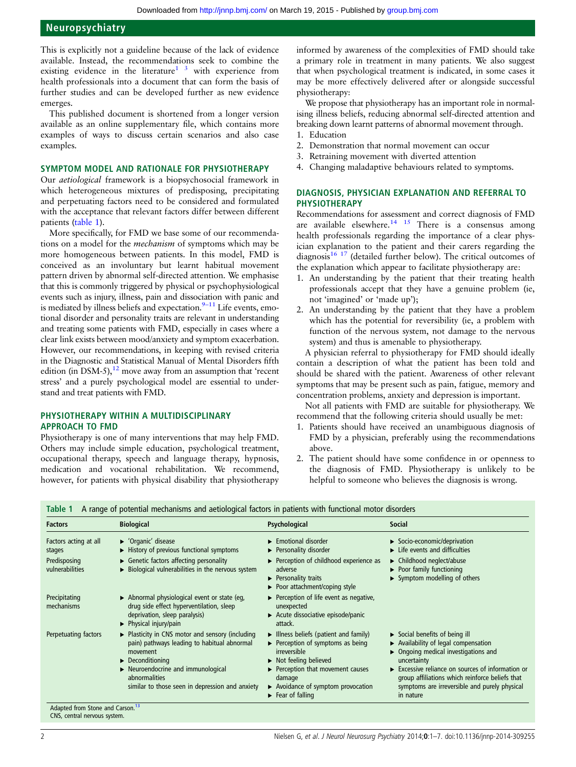This is explicitly not a guideline because of the lack of evidence available. Instead, the recommendations seek to combine the existing evidence in the literature[1 3] with experience from health professionals into a document that can form the basis of further studies and can be developed further as new evidence emerges.

This published document is shortened from a longer version available as an online supplementary file, which contains more examples of ways to discuss certain scenarios and also case examples.

## SYMPTOM MODEL AND RATIONALE FOR PHYSIOTHERAPY

Our *aetiological* framework is a biopsychosocial framework in which heterogeneous mixtures of predisposing, precipitating and perpetuating factors need to be considered and formulated with the acceptance that relevant factors differ between different patients (table 1).

More specifically, for FMD we base some of our recommendations on a model for the *mechanism* of symptoms which may be more homogeneous between patients. In this model, FMD is conceived as an involuntary but learnt habitual movement pattern driven by abnormal self-directed attention. We emphasise that this is commonly triggered by physical or psychophysiological events such as injury, illness, pain and dissociation with panic and is mediated by illness beliefs and expectation.[9–11] Life events, emotional disorder and personality traits are relevant in understanding and treating some patients with FMD, especially in cases where a clear link exists between mood/anxiety and symptom exacerbation. However, our recommendations, in keeping with revised criteria in the Diagnostic and Statistical Manual of Mental Disorders fifth edition (in DSM-5),[12] move away from an assumption that 'recent stress' and a purely psychological model are essential to understand and treat patients with FMD.

## PHYSIOTHERAPY WITHIN A MULTIDISCIPLINARY APPROACH TO FMD

Physiotherapy is one of many interventions that may help FMD. Others may include simple education, psychological treatment, occupational therapy, speech and language therapy, hypnosis, medication and vocational rehabilitation. We recommend, however, for patients with physical disability that physiotherapy informed by awareness of the complexities of FMD should take a primary role in treatment in many patients. We also suggest that when psychological treatment is indicated, in some cases it may be more effectively delivered after or alongside successful physiotherapy:

We propose that physiotherapy has an important role in normalising illness beliefs, reducing abnormal self-directed attention and breaking down learnt patterns of abnormal movement through.

1. Education
2. Demonstration that normal movement can occur
3. Retraining movement with diverted attention
4. Changing maladaptive behaviours related to symptoms.

## DIAGNOSIS, PHYSICIAN EXPLANATION AND REFERRAL TO PHYSIOTHERAPY

Recommendations for assessment and correct diagnosis of FMD are available elsewhere.[14 15] There is a consensus among health professionals regarding the importance of a clear physician explanation to the patient and their carers regarding the diagnosis[16 17] (detailed further below). The critical outcomes of the explanation which appear to facilitate physiotherapy are:

1. An understanding by the patient that their treating health professionals accept that they have a genuine problem (ie, not 'imagined' or 'made up');
2. An understanding by the patient that they have a problem which has the potential for reversibility (ie, a problem with function of the nervous system, not damage to the nervous system) and thus is amenable to physiotherapy.

A physician referral to physiotherapy for FMD should ideally contain a description of what the patient has been told and should be shared with the patient. Awareness of other relevant symptoms that may be present such as pain, fatigue, memory and concentration problems, anxiety and depression is important.

Not all patients with FMD are suitable for physiotherapy. We recommend that the following criteria should usually be met:

1. Patients should have received an unambiguous diagnosis of FMD by a physician, preferably using the recommendations above.
2. The patient should have some confidence in or openness to the diagnosis of FMD. Physiotherapy is unlikely to be helpful to someone who believes the diagnosis is wrong.

**Table 1** A range of potential mechanisms and aetiological factors in patients with functional motor disorders

| Factors | Biological | Psychological | Social |
|---|---|---|---|
| Factors acting at all stages | ▸ 'Organic' disease<br>▸ History of previous functional symptoms | ▸ Emotional disorder<br>▸ Personality disorder | ▸ Socio-economic/deprivation<br>▸ Life events and difficulties |
| Predisposing vulnerabilities | ▸ Genetic factors affecting personality<br>▸ Biological vulnerabilities in the nervous system | ▸ Perception of childhood experience as adverse<br>▸ Personality traits<br>▸ Poor attachment/coping style | ▸ Childhood neglect/abuse<br>▸ Poor family functioning<br>▸ Symptom modelling of others |
| Precipitating mechanisms | ▸ Abnormal physiological event or state (eg, drug side effect hyperventilation, sleep deprivation, sleep paralysis)<br>▸ Physical injury/pain | ▸ Perception of life event as negative, unexpected<br>▸ Acute dissociative episode/panic attack. | |
| Perpetuating factors | ▸ Plasticity in CNS motor and sensory (including pain) pathways leading to habitual abnormal movement<br>▸ Deconditioning<br>▸ Neuroendocrine and immunological abnormalities similar to those seen in depression and anxiety | ▸ Illness beliefs (patient and family)<br>▸ Perception of symptoms as being irreversible<br>▸ Not feeling believed<br>▸ Perception that movement causes damage<br>▸ Avoidance of symptom provocation<br>▸ Fear of falling | ▸ Social benefits of being ill<br>▸ Availability of legal compensation<br>▸ Ongoing medical investigations and uncertainty<br>▸ Excessive reliance on sources of information or group affiliations which reinforce beliefs that symptoms are irreversible and purely physical in nature |

Adapted from Stone and Carson.[13]
CNS, central nervous system.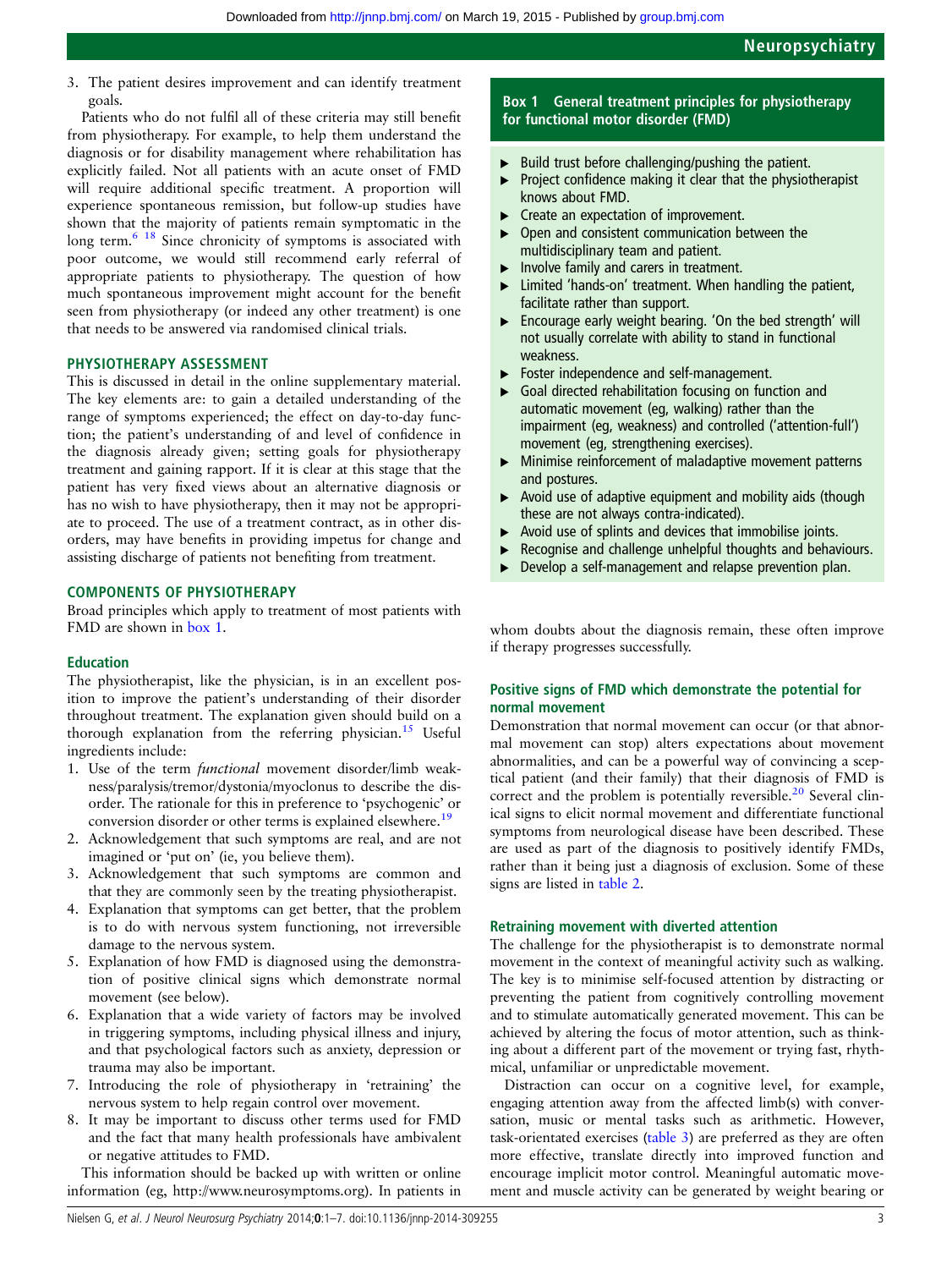3. The patient desires improvement and can identify treatment goals.

Patients who do not fulfil all of these criteria may still benefit from physiotherapy. For example, to help them understand the diagnosis or for disability management where rehabilitation has explicitly failed. Not all patients with an acute onset of FMD will require additional specific treatment. A proportion will experience spontaneous remission, but follow-up studies have shown that the majority of patients remain symptomatic in the long term.[6 18] Since chronicity of symptoms is associated with poor outcome, we would still recommend early referral of appropriate patients to physiotherapy. The question of how much spontaneous improvement might account for the benefit seen from physiotherapy (or indeed any other treatment) is one that needs to be answered via randomised clinical trials.

## PHYSIOTHERAPY ASSESSMENT

This is discussed in detail in the online supplementary material. The key elements are: to gain a detailed understanding of the range of symptoms experienced; the effect on day-to-day function; the patient's understanding of and level of confidence in the diagnosis already given; setting goals for physiotherapy treatment and gaining rapport. If it is clear at this stage that the patient has very fixed views about an alternative diagnosis or has no wish to have physiotherapy, then it may not be appropriate to proceed. The use of a treatment contract, as in other disorders, may have benefits in providing impetus for change and assisting discharge of patients not benefiting from treatment.

## COMPONENTS OF PHYSIOTHERAPY

Broad principles which apply to treatment of most patients with FMD are shown in box 1.

### Education

The physiotherapist, like the physician, is in an excellent position to improve the patient's understanding of their disorder throughout treatment. The explanation given should build on a thorough explanation from the referring physician.[15] Useful ingredients include:

1. Use of the term *functional* movement disorder/limb weakness/paralysis/tremor/dystonia/myoclonus to describe the disorder. The rationale for this in preference to 'psychogenic' or conversion disorder or other terms is explained elsewhere.[19]
2. Acknowledgement that such symptoms are real, and are not imagined or 'put on' (ie, you believe them).
3. Acknowledgement that such symptoms are common and that they are commonly seen by the treating physiotherapist.
4. Explanation that symptoms can get better, that the problem is to do with nervous system functioning, not irreversible damage to the nervous system.
5. Explanation of how FMD is diagnosed using the demonstration of positive clinical signs which demonstrate normal movement (see below).
6. Explanation that a wide variety of factors may be involved in triggering symptoms, including physical illness and injury, and that psychological factors such as anxiety, depression or trauma may also be important.
7. Introducing the role of physiotherapy in 'retraining' the nervous system to help regain control over movement.
8. It may be important to discuss other terms used for FMD and the fact that many health professionals have ambivalent or negative attitudes to FMD.

This information should be backed up with written or online information (eg, http://www.neurosymptoms.org). In patients in whom doubts about the diagnosis remain, these often improve if therapy progresses successfully.

**Box 1 General treatment principles for physiotherapy for functional motor disorder (FMD)**

- Build trust before challenging/pushing the patient.
- Project confidence making it clear that the physiotherapist knows about FMD.
- Create an expectation of improvement.
- Open and consistent communication between the multidisciplinary team and patient.
- Involve family and carers in treatment.
- Limited 'hands-on' treatment. When handling the patient, facilitate rather than support.
- Encourage early weight bearing. 'On the bed strength' will not usually correlate with ability to stand in functional weakness.
- Foster independence and self-management.
- Goal directed rehabilitation focusing on function and automatic movement (eg, walking) rather than the impairment (eg, weakness) and controlled ('attention-full') movement (eg, strengthening exercises).
- Minimise reinforcement of maladaptive movement patterns and postures.
- Avoid use of adaptive equipment and mobility aids (though these are not always contra-indicated).
- Avoid use of splints and devices that immobilise joints.
- Recognise and challenge unhelpful thoughts and behaviours.
- Develop a self-management and relapse prevention plan.

### Positive signs of FMD which demonstrate the potential for normal movement

Demonstration that normal movement can occur (or that abnormal movement can stop) alters expectations about movement abnormalities, and can be a powerful way of convincing a sceptical patient (and their family) that their diagnosis of FMD is correct and the problem is potentially reversible.[20] Several clinical signs to elicit normal movement and differentiate functional symptoms from neurological disease have been described. These are used as part of the diagnosis to positively identify FMDs, rather than it being just a diagnosis of exclusion. Some of these signs are listed in table 2.

### Retraining movement with diverted attention

The challenge for the physiotherapist is to demonstrate normal movement in the context of meaningful activity such as walking. The key is to minimise self-focused attention by distracting or preventing the patient from cognitively controlling movement and to stimulate automatically generated movement. This can be achieved by altering the focus of motor attention, such as thinking about a different part of the movement or trying fast, rhythmical, unfamiliar or unpredictable movement.

Distraction can occur on a cognitive level, for example, engaging attention away from the affected limb(s) with conversation, music or mental tasks such as arithmetic. However, task-orientated exercises (table 3) are preferred as they are often more effective, translate directly into improved function and encourage implicit motor control. Meaningful automatic movement and muscle activity can be generated by weight bearing or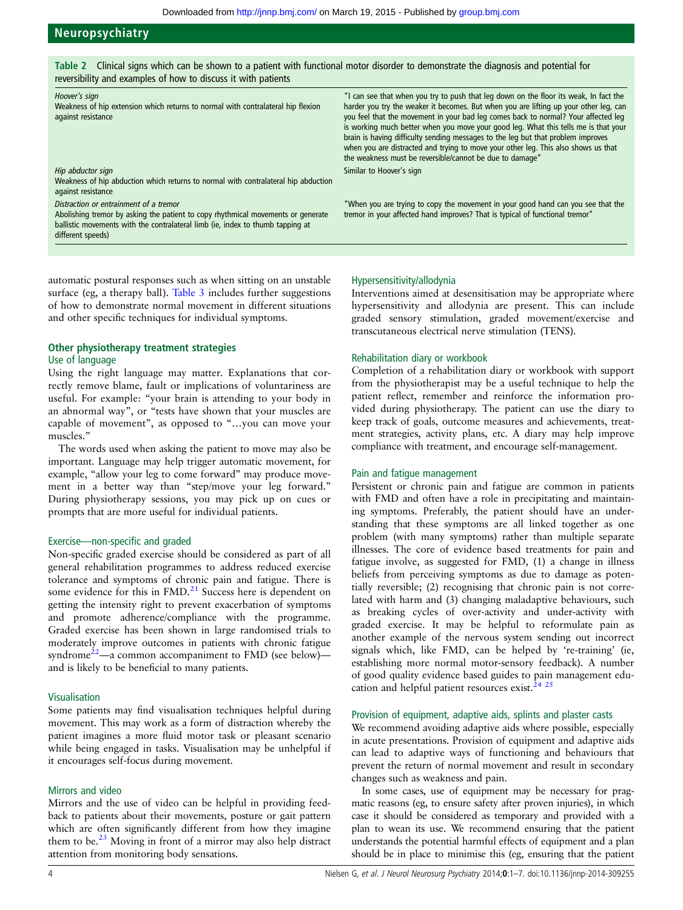**Table 2** Clinical signs which can be shown to a patient with functional motor disorder to demonstrate the diagnosis and potential for reversibility and examples of how to discuss it with patients

| | |
|---|---|
| *Hoover's sign*<br>Weakness of hip extension which returns to normal with contralateral hip flexion against resistance | "I can see that when you try to push that leg down on the floor its weak, In fact the harder you try the weaker it becomes. But when you are lifting up your other leg, can you feel that the movement in your bad leg comes back to normal? Your affected leg is working much better when you move your good leg. What this tells me is that your brain is having difficulty sending messages to the leg but that problem improves when you are distracted and trying to move your other leg. This also shows us that the weakness must be reversible/cannot be due to damage" |
| *Hip abductor sign*<br>Weakness of hip abduction which returns to normal with contralateral hip abduction against resistance | Similar to Hoover's sign |
| *Distraction or entrainment of a tremor*<br>Abolishing tremor by asking the patient to copy rhythmical movements or generate ballistic movements with the contralateral limb (ie, index to thumb tapping at different speeds) | "When you are trying to copy the movement in your good hand can you see that the tremor in your affected hand improves? That is typical of functional tremor" |

automatic postural responses such as when sitting on an unstable surface (eg, a therapy ball). Table 3 includes further suggestions of how to demonstrate normal movement in different situations and other specific techniques for individual symptoms.

## Other physiotherapy treatment strategies

### Use of language

Using the right language may matter. Explanations that correctly remove blame, fault or implications of voluntariness are useful. For example: "your brain is attending to your body in an abnormal way", or "tests have shown that your muscles are capable of movement", as opposed to "…you can move your muscles."

The words used when asking the patient to move may also be important. Language may help trigger automatic movement, for example, "allow your leg to come forward" may produce movement in a better way than "step/move your leg forward." During physiotherapy sessions, you may pick up on cues or prompts that are more useful for individual patients.

### Exercise—non-specific and graded

Non-specific graded exercise should be considered as part of all general rehabilitation programmes to address reduced exercise tolerance and symptoms of chronic pain and fatigue. There is some evidence for this in FMD.[21] Success here is dependent on getting the intensity right to prevent exacerbation of symptoms and promote adherence/compliance with the programme. Graded exercise has been shown in large randomised trials to moderately improve outcomes in patients with chronic fatigue syndrome[22]—a common accompaniment to FMD (see below)—and is likely to be beneficial to many patients.

### Visualisation

Some patients may find visualisation techniques helpful during movement. This may work as a form of distraction whereby the patient imagines a more fluid motor task or pleasant scenario while being engaged in tasks. Visualisation may be unhelpful if it encourages self-focus during movement.

### Mirrors and video

Mirrors and the use of video can be helpful in providing feedback to patients about their movements, posture or gait pattern which are often significantly different from how they imagine them to be.[23] Moving in front of a mirror may also help distract attention from monitoring body sensations.

### Hypersensitivity/allodynia

Interventions aimed at desensitisation may be appropriate where hypersensitivity and allodynia are present. This can include graded sensory stimulation, graded movement/exercise and transcutaneous electrical nerve stimulation (TENS).

### Rehabilitation diary or workbook

Completion of a rehabilitation diary or workbook with support from the physiotherapist may be a useful technique to help the patient reflect, remember and reinforce the information provided during physiotherapy. The patient can use the diary to keep track of goals, outcome measures and achievements, treatment strategies, activity plans, etc. A diary may help improve compliance with treatment, and encourage self-management.

### Pain and fatigue management

Persistent or chronic pain and fatigue are common in patients with FMD and often have a role in precipitating and maintaining symptoms. Preferably, the patient should have an understanding that these symptoms are all linked together as one problem (with many symptoms) rather than multiple separate illnesses. The core of evidence based treatments for pain and fatigue involve, as suggested for FMD, (1) a change in illness beliefs from perceiving symptoms as due to damage as potentially reversible; (2) recognising that chronic pain is not correlated with harm and (3) changing maladaptive behaviours, such as breaking cycles of over-activity and under-activity with graded exercise. It may be helpful to reformulate pain as another example of the nervous system sending out incorrect signals which, like FMD, can be helped by 're-training' (ie, establishing more normal motor-sensory feedback). A number of good quality evidence based guides to pain management education and helpful patient resources exist.[24 25]

### Provision of equipment, adaptive aids, splints and plaster casts

We recommend avoiding adaptive aids where possible, especially in acute presentations. Provision of equipment and adaptive aids can lead to adaptive ways of functioning and behaviours that prevent the return of normal movement and result in secondary changes such as weakness and pain.

In some cases, use of equipment may be necessary for pragmatic reasons (eg, to ensure safety after proven injuries), in which case it should be considered as temporary and provided with a plan to wean its use. We recommend ensuring that the patient understands the potential harmful effects of equipment and a plan should be in place to minimise this (eg, ensuring that the patient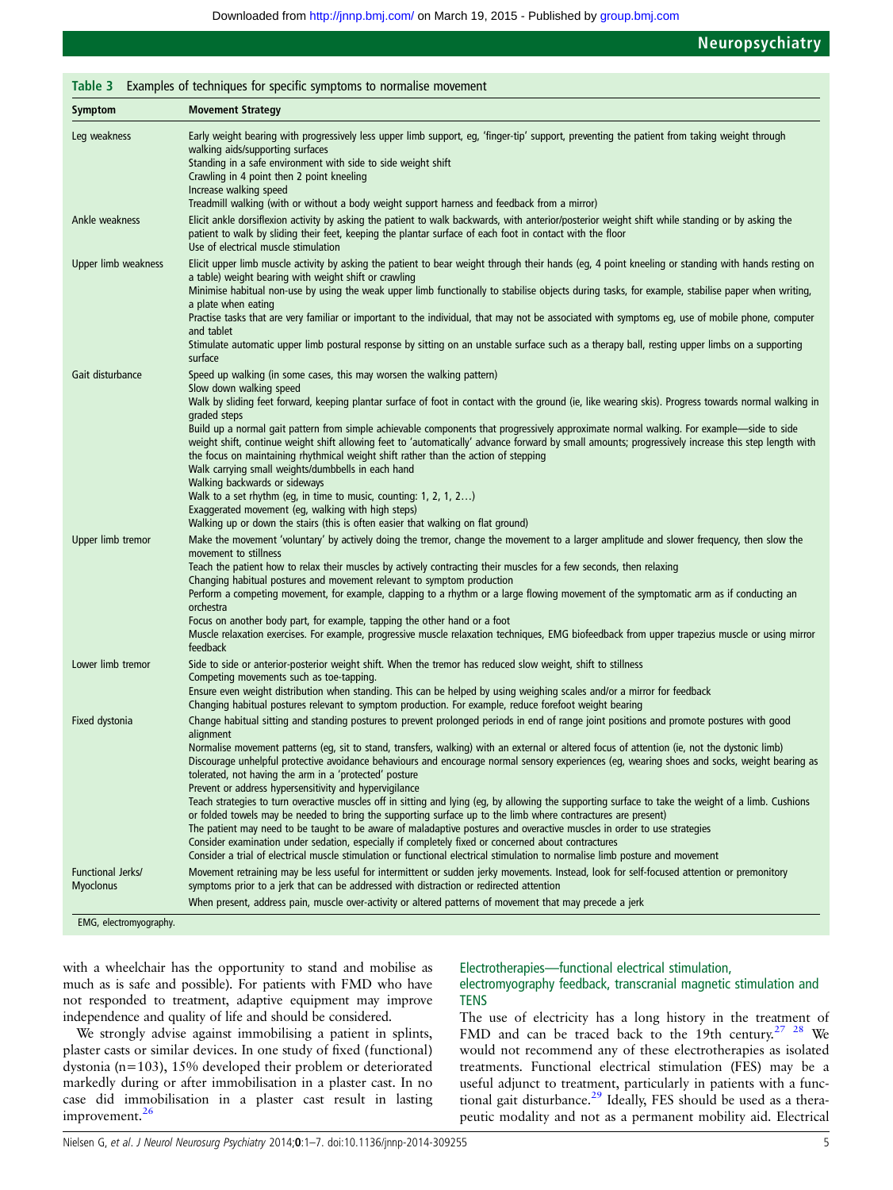**Table 3** Examples of techniques for specific symptoms to normalise movement

| Symptom | Movement Strategy |
|---|---|
| Leg weakness | Early weight bearing with progressively less upper limb support, eg, 'finger-tip' support, preventing the patient from taking weight through walking aids/supporting surfaces<br>Standing in a safe environment with side to side weight shift<br>Crawling in 4 point then 2 point kneeling<br>Increase walking speed<br>Treadmill walking (with or without a body weight support harness and feedback from a mirror) |
| Ankle weakness | Elicit ankle dorsiflexion activity by asking the patient to walk backwards, with anterior/posterior weight shift while standing or by asking the patient to walk by sliding their feet, keeping the plantar surface of each foot in contact with the floor<br>Use of electrical muscle stimulation |
| Upper limb weakness | Elicit upper limb muscle activity by asking the patient to bear weight through their hands (eg, 4 point kneeling or standing with hands resting on a table) weight bearing with weight shift or crawling<br>Minimise habitual non-use by using the weak upper limb functionally to stabilise objects during tasks, for example, stabilise paper when writing, a plate when eating<br>Practise tasks that are very familiar or important to the individual, that may not be associated with symptoms eg, use of mobile phone, computer and tablet<br>Stimulate automatic upper limb postural response by sitting on an unstable surface such as a therapy ball, resting upper limbs on a supporting surface |
| Gait disturbance | Speed up walking (in some cases, this may worsen the walking pattern)<br>Slow down walking speed<br>Walk by sliding feet forward, keeping plantar surface of foot in contact with the ground (ie, like wearing skis). Progress towards normal walking in graded steps<br>Build up a normal gait pattern from simple achievable components that progressively approximate normal walking. For example—side to side weight shift, continue weight shift allowing feet to 'automatically' advance forward by small amounts; progressively increase this step length with the focus on maintaining rhythmical weight shift rather than the action of stepping<br>Walk carrying small weights/dumbbells in each hand<br>Walking backwards or sideways<br>Walk to a set rhythm (eg, in time to music, counting: 1, 2, 1, 2…)<br>Exaggerated movement (eg, walking with high steps)<br>Walking up or down the stairs (this is often easier that walking on flat ground) |
| Upper limb tremor | Make the movement 'voluntary' by actively doing the tremor, change the movement to a larger amplitude and slower frequency, then slow the movement to stillness<br>Teach the patient how to relax their muscles by actively contracting their muscles for a few seconds, then relaxing<br>Changing habitual postures and movement relevant to symptom production<br>Perform a competing movement, for example, clapping to a rhythm or a large flowing movement of the symptomatic arm as if conducting an orchestra<br>Focus on another body part, for example, tapping the other hand or a foot<br>Muscle relaxation exercises. For example, progressive muscle relaxation techniques, EMG biofeedback from upper trapezius muscle or using mirror feedback |
| Lower limb tremor | Side to side or anterior-posterior weight shift. When the tremor has reduced slow weight, shift to stillness<br>Competing movements such as toe-tapping.<br>Ensure even weight distribution when standing. This can be helped by using weighing scales and/or a mirror for feedback<br>Changing habitual postures relevant to symptom production. For example, reduce forefoot weight bearing |
| Fixed dystonia | Change habitual sitting and standing postures to prevent prolonged periods in end of range joint positions and promote postures with good alignment<br>Normalise movement patterns (eg, sit to stand, transfers, walking) with an external or altered focus of attention (ie, not the dystonic limb)<br>Discourage unhelpful protective avoidance behaviours and encourage normal sensory experiences (eg, wearing shoes and socks, weight bearing as tolerated, not having the arm in a 'protected' posture<br>Prevent or address hypersensitivity and hypervigilance<br>Teach strategies to turn overactive muscles off in sitting and lying (eg, by allowing the supporting surface to take the weight of a limb. Cushions or folded towels may be needed to bring the supporting surface up to the limb where contractures are present)<br>The patient may need to be taught to be aware of maladaptive postures and overactive muscles in order to use strategies<br>Consider examination under sedation, especially if completely fixed or concerned about contractures<br>Consider a trial of electrical muscle stimulation or functional electrical stimulation to normalise limb posture and movement |
| Functional Jerks/ Myoclonus | Movement retraining may be less useful for intermittent or sudden jerky movements. Instead, look for self-focused attention or premonitory symptoms prior to a jerk that can be addressed with distraction or redirected attention<br>When present, address pain, muscle over-activity or altered patterns of movement that may precede a jerk |

EMG, electromyography.

with a wheelchair has the opportunity to stand and mobilise as much as is safe and possible). For patients with FMD who have not responded to treatment, adaptive equipment may improve independence and quality of life and should be considered.

We strongly advise against immobilising a patient in splints, plaster casts or similar devices. In one study of fixed (functional) dystonia (n=103), 15% developed their problem or deteriorated markedly during or after immobilisation in a plaster cast. In no case did immobilisation in a plaster cast result in lasting improvement.[26]

### Electrotherapies—functional electrical stimulation, electromyography feedback, transcranial magnetic stimulation and TENS

The use of electricity has a long history in the treatment of FMD and can be traced back to the 19th century.[27 28] We would not recommend any of these electrotherapies as isolated treatments. Functional electrical stimulation (FES) may be a useful adjunct to treatment, particularly in patients with a functional gait disturbance.[29] Ideally, FES should be used as a therapeutic modality and not as a permanent mobility aid. Electrical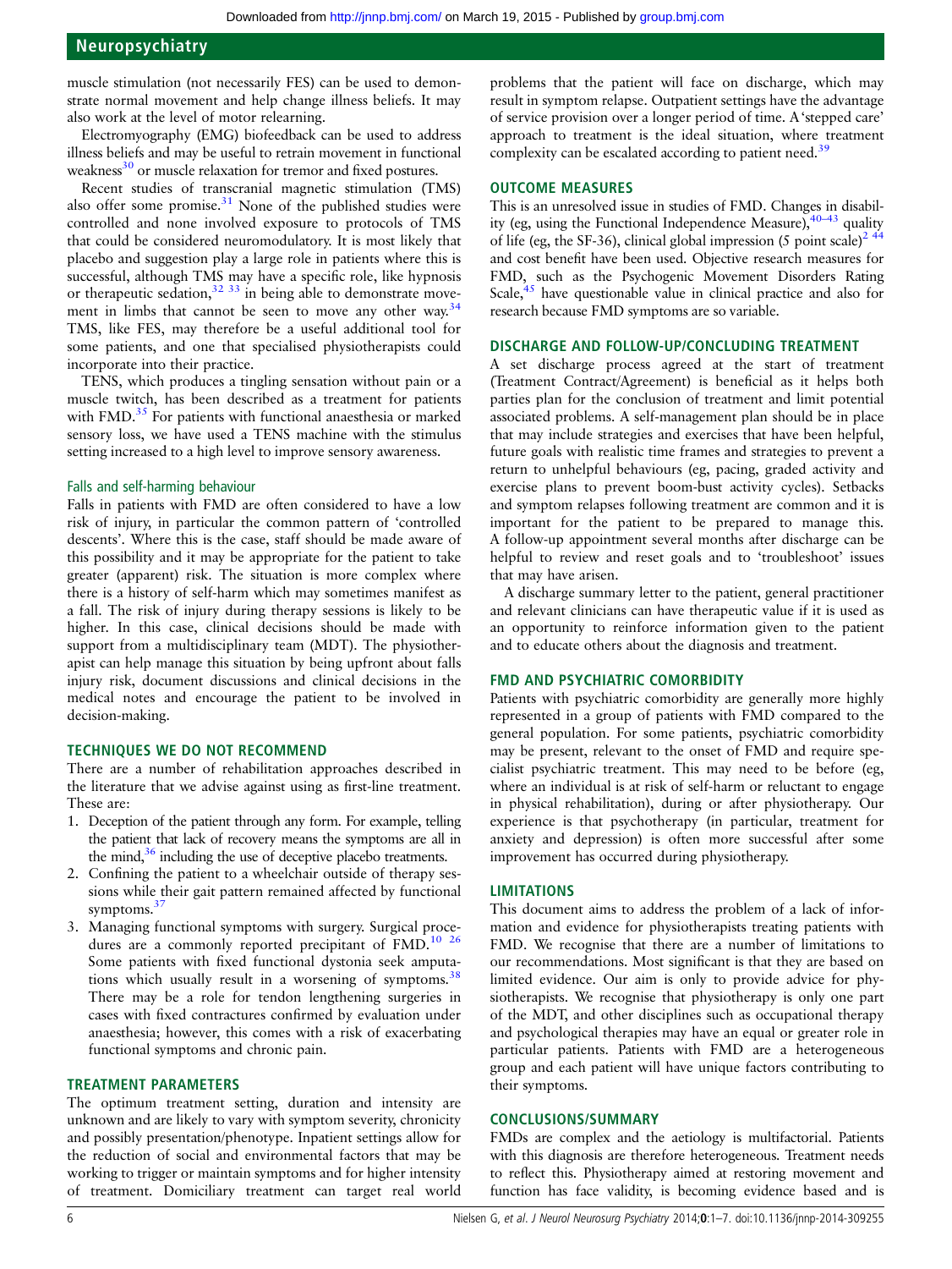muscle stimulation (not necessarily FES) can be used to demonstrate normal movement and help change illness beliefs. It may also work at the level of motor relearning.

Electromyography (EMG) biofeedback can be used to address illness beliefs and may be useful to retrain movement in functional weakness[30] or muscle relaxation for tremor and fixed postures.

Recent studies of transcranial magnetic stimulation (TMS) also offer some promise.[31] None of the published studies were controlled and none involved exposure to protocols of TMS that could be considered neuromodulatory. It is most likely that placebo and suggestion play a large role in patients where this is successful, although TMS may have a specific role, like hypnosis or therapeutic sedation,[32 33] in being able to demonstrate movement in limbs that cannot be seen to move any other way.[34] TMS, like FES, may therefore be a useful additional tool for some patients, and one that specialised physiotherapists could incorporate into their practice.

TENS, which produces a tingling sensation without pain or a muscle twitch, has been described as a treatment for patients with FMD.[35] For patients with functional anaesthesia or marked sensory loss, we have used a TENS machine with the stimulus setting increased to a high level to improve sensory awareness.

### Falls and self-harming behaviour

Falls in patients with FMD are often considered to have a low risk of injury, in particular the common pattern of 'controlled descents'. Where this is the case, staff should be made aware of this possibility and it may be appropriate for the patient to take greater (apparent) risk. The situation is more complex where there is a history of self-harm which may sometimes manifest as a fall. The risk of injury during therapy sessions is likely to be higher. In this case, clinical decisions should be made with support from a multidisciplinary team (MDT). The physiotherapist can help manage this situation by being upfront about falls injury risk, document discussions and clinical decisions in the medical notes and encourage the patient to be involved in decision-making.

## TECHNIQUES WE DO NOT RECOMMEND

There are a number of rehabilitation approaches described in the literature that we advise against using as first-line treatment. These are:

1. Deception of the patient through any form. For example, telling the patient that lack of recovery means the symptoms are all in the mind,[36] including the use of deceptive placebo treatments.
2. Confining the patient to a wheelchair outside of therapy sessions while their gait pattern remained affected by functional symptoms.[37]
3. Managing functional symptoms with surgery. Surgical procedures are a commonly reported precipitant of FMD.[10 26] Some patients with fixed functional dystonia seek amputations which usually result in a worsening of symptoms.[38] There may be a role for tendon lengthening surgeries in cases with fixed contractures confirmed by evaluation under anaesthesia; however, this comes with a risk of exacerbating functional symptoms and chronic pain.

## TREATMENT PARAMETERS

The optimum treatment setting, duration and intensity are unknown and are likely to vary with symptom severity, chronicity and possibly presentation/phenotype. Inpatient settings allow for the reduction of social and environmental factors that may be working to trigger or maintain symptoms and for higher intensity of treatment. Domiciliary treatment can target real world problems that the patient will face on discharge, which may result in symptom relapse. Outpatient settings have the advantage of service provision over a longer period of time. A 'stepped care' approach to treatment is the ideal situation, where treatment complexity can be escalated according to patient need.[39]

## OUTCOME MEASURES

This is an unresolved issue in studies of FMD. Changes in disability (eg, using the Functional Independence Measure),[40–43] quality of life (eg, the SF-36), clinical global impression (5 point scale)[2 44] and cost benefit have been used. Objective research measures for FMD, such as the Psychogenic Movement Disorders Rating Scale,[45] have questionable value in clinical practice and also for research because FMD symptoms are so variable.

## DISCHARGE AND FOLLOW-UP/CONCLUDING TREATMENT

A set discharge process agreed at the start of treatment (Treatment Contract/Agreement) is beneficial as it helps both parties plan for the conclusion of treatment and limit potential associated problems. A self-management plan should be in place that may include strategies and exercises that have been helpful, future goals with realistic time frames and strategies to prevent a return to unhelpful behaviours (eg, pacing, graded activity and exercise plans to prevent boom-bust activity cycles). Setbacks and symptom relapses following treatment are common and it is important for the patient to be prepared to manage this. A follow-up appointment several months after discharge can be helpful to review and reset goals and to 'troubleshoot' issues that may have arisen.

A discharge summary letter to the patient, general practitioner and relevant clinicians can have therapeutic value if it is used as an opportunity to reinforce information given to the patient and to educate others about the diagnosis and treatment.

## FMD AND PSYCHIATRIC COMORBIDITY

Patients with psychiatric comorbidity are generally more highly represented in a group of patients with FMD compared to the general population. For some patients, psychiatric comorbidity may be present, relevant to the onset of FMD and require specialist psychiatric treatment. This may need to be before (eg, where an individual is at risk of self-harm or reluctant to engage in physical rehabilitation), during or after physiotherapy. Our experience is that psychotherapy (in particular, treatment for anxiety and depression) is often more successful after some improvement has occurred during physiotherapy.

## LIMITATIONS

This document aims to address the problem of a lack of information and evidence for physiotherapists treating patients with FMD. We recognise that there are a number of limitations to our recommendations. Most significant is that they are based on limited evidence. Our aim is only to provide advice for physiotherapists. We recognise that physiotherapy is only one part of the MDT, and other disciplines such as occupational therapy and psychological therapies may have an equal or greater role in particular patients. Patients with FMD are a heterogeneous group and each patient will have unique factors contributing to their symptoms.

## CONCLUSIONS/SUMMARY

FMDs are complex and the aetiology is multifactorial. Patients with this diagnosis are therefore heterogeneous. Treatment needs to reflect this. Physiotherapy aimed at restoring movement and function has face validity, is becoming evidence based and is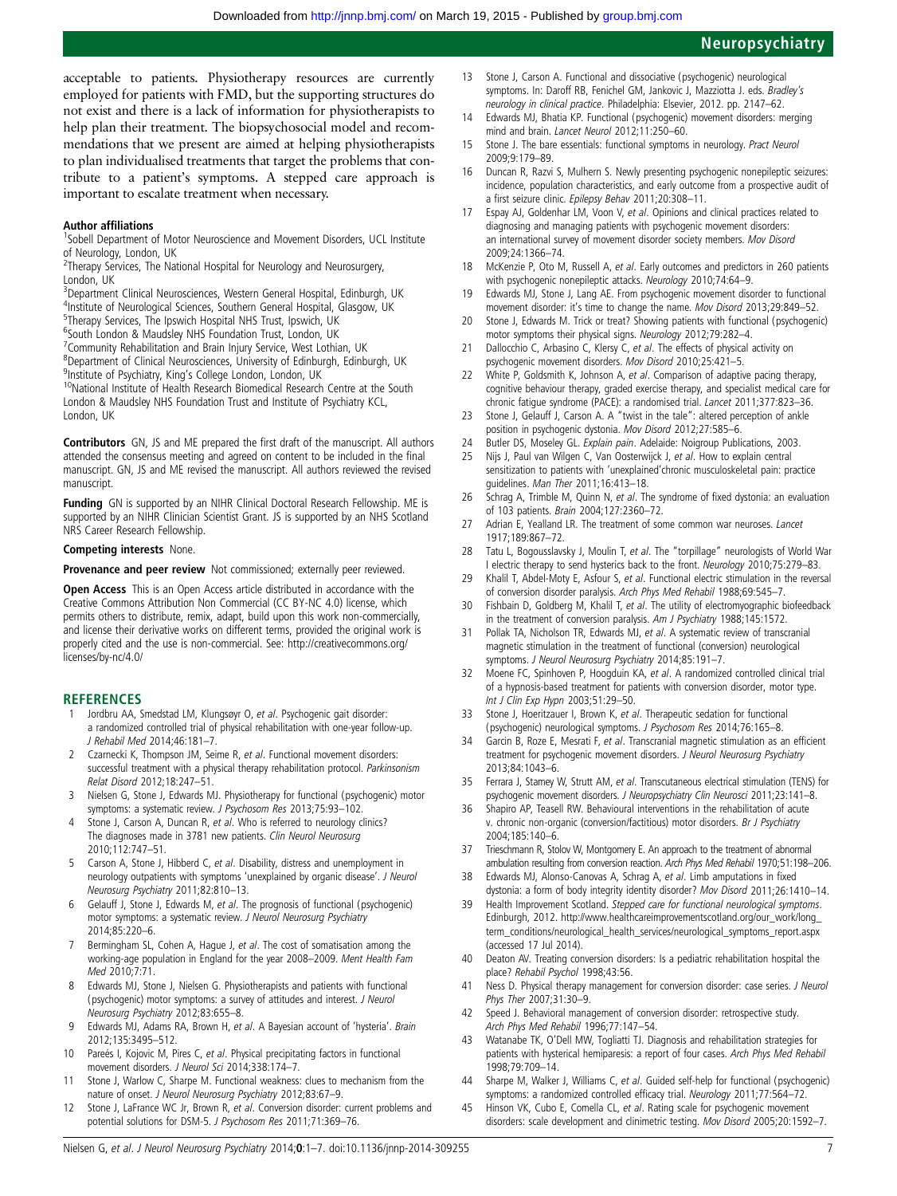acceptable to patients. Physiotherapy resources are currently employed for patients with FMD, but the supporting structures do not exist and there is a lack of information for physiotherapists to help plan their treatment. The biopsychosocial model and recommendations that we present are aimed at helping physiotherapists to plan individualised treatments that target the problems that contribute to a patient's symptoms. A stepped care approach is important to escalate treatment when necessary.

#### Author affiliations

[1]Sobell Department of Motor Neuroscience and Movement Disorders, UCL Institute of Neurology, London, UK
[2]Therapy Services, The National Hospital for Neurology and Neurosurgery, London, UK
[3]Department Clinical Neurosciences, Western General Hospital, Edinburgh, UK
[4]Institute of Neurological Sciences, Southern General Hospital, Glasgow, UK
[5]Therapy Services, The Ipswich Hospital NHS Trust, Ipswich, UK
[6]South London & Maudsley NHS Foundation Trust, London, UK
[7]Community Rehabilitation and Brain Injury Service, West Lothian, UK
[8]Department of Clinical Neurosciences, University of Edinburgh, Edinburgh, UK
[9]Institute of Psychiatry, King's College London, London, UK
[10]National Institute of Health Research Biomedical Research Centre at the South London & Maudsley NHS Foundation Trust and Institute of Psychiatry KCL, London, UK

**Contributors** GN, JS and ME prepared the first draft of the manuscript. All authors attended the consensus meeting and agreed on content to be included in the final manuscript. GN, JS and ME revised the manuscript. All authors reviewed the revised manuscript.

**Funding** GN is supported by an NIHR Clinical Doctoral Research Fellowship. ME is supported by an NIHR Clinician Scientist Grant. JS is supported by an NHS Scotland NRS Career Research Fellowship.

**Competing interests** None.

**Provenance and peer review** Not commissioned; externally peer reviewed.

**Open Access** This is an Open Access article distributed in accordance with the Creative Commons Attribution Non Commercial (CC BY-NC 4.0) license, which permits others to distribute, remix, adapt, build upon this work non-commercially, and license their derivative works on different terms, provided the original work is properly cited and the use is non-commercial. See: http://creativecommons.org/licenses/by-nc/4.0/

## REFERENCES

1. Jordbru AA, Smedstad LM, Klungsøyr O, *et al*. Psychogenic gait disorder: a randomized controlled trial of physical rehabilitation with one-year follow-up. *J Rehabil Med* 2014;46:181–7.
2. Czarnecki K, Thompson JM, Seime R, *et al*. Functional movement disorders: successful treatment with a physical therapy rehabilitation protocol. *Parkinsonism Relat Disord* 2012;18:247–51.
3. Nielsen G, Stone J, Edwards MJ. Physiotherapy for functional (psychogenic) motor symptoms: a systematic review. *J Psychosom Res* 2013;75:93–102.
4. Stone J, Carson A, Duncan R, *et al*. Who is referred to neurology clinics? The diagnoses made in 3781 new patients. *Clin Neurol Neurosurg* 2010;112:747–51.
5. Carson A, Stone J, Hibberd C, *et al*. Disability, distress and unemployment in neurology outpatients with symptoms 'unexplained by organic disease'. *J Neurol Neurosurg Psychiatry* 2011;82:810–13.
6. Gelauff J, Stone J, Edwards M, *et al*. The prognosis of functional (psychogenic) motor symptoms: a systematic review. *J Neurol Neurosurg Psychiatry* 2014;85:220–6.
7. Bermingham SL, Cohen A, Hague J, *et al*. The cost of somatisation among the working-age population in England for the year 2008–2009. *Ment Health Fam Med* 2010;7:71.
8. Edwards MJ, Stone J, Nielsen G. Physiotherapists and patients with functional (psychogenic) motor symptoms: a survey of attitudes and interest. *J Neurol Neurosurg Psychiatry* 2012;83:655–8.
9. Edwards MJ, Adams RA, Brown H, *et al*. A Bayesian account of 'hysteria'. *Brain* 2012;135:3495–512.
10. Pareés I, Kojovic M, Pires C, *et al*. Physical precipitating factors in functional movement disorders. *J Neurol Sci* 2014;338:174–7.
11. Stone J, Warlow C, Sharpe M. Functional weakness: clues to mechanism from the nature of onset. *J Neurol Neurosurg Psychiatry* 2012;83:67–9.
12. Stone J, LaFrance WC Jr, Brown R, *et al*. Conversion disorder: current problems and potential solutions for DSM-5. *J Psychosom Res* 2011;71:369–76.
13. Stone J, Carson A. Functional and dissociative (psychogenic) neurological symptoms. In: Daroff RB, Fenichel GM, Jankovic J, Mazziotta J. eds. *Bradley's neurology in clinical practice*. Philadelphia: Elsevier, 2012. pp. 2147–62.
14. Edwards MJ, Bhatia KP. Functional (psychogenic) movement disorders: merging mind and brain. *Lancet Neurol* 2012;11:250–60.
15. Stone J. The bare essentials: functional symptoms in neurology. *Pract Neurol* 2009;9:179–89.
16. Duncan R, Razvi S, Mulhern S. Newly presenting psychogenic nonepileptic seizures: incidence, population characteristics, and early outcome from a prospective audit of a first seizure clinic. *Epilepsy Behav* 2011;20:308–11.
17. Espay AJ, Goldenhar LM, Voon V, *et al*. Opinions and clinical practices related to diagnosing and managing patients with psychogenic movement disorders: an international survey of movement disorder society members. *Mov Disord* 2009;24:1366–74.
18. McKenzie P, Oto M, Russell A, *et al*. Early outcomes and predictors in 260 patients with psychogenic nonepileptic attacks. *Neurology* 2010;74:64–9.
19. Edwards MJ, Stone J, Lang AE. From psychogenic movement disorder to functional movement disorder: it's time to change the name. *Mov Disord* 2013;29:849–52.
20. Stone J, Edwards M. Trick or treat? Showing patients with functional (psychogenic) motor symptoms their physical signs. *Neurology* 2012;79:282–4.
21. Dallocchio C, Arbasino C, Klersy C, *et al*. The effects of physical activity on psychogenic movement disorders. *Mov Disord* 2010;25:421–5.
22. White P, Goldsmith K, Johnson A, *et al*. Comparison of adaptive pacing therapy, cognitive behaviour therapy, graded exercise therapy, and specialist medical care for chronic fatigue syndrome (PACE): a randomised trial. *Lancet* 2011;377:823–36.
23. Stone J, Gelauff J, Carson A. A "twist in the tale": altered perception of ankle position in psychogenic dystonia. *Mov Disord* 2012;27:585–6.
24. Butler DS, Moseley GL. *Explain pain*. Adelaide: Noigroup Publications, 2003.
25. Nijs J, Paul van Wilgen C, Van Oosterwijck J, *et al*. How to explain central sensitization to patients with 'unexplained'chronic musculoskeletal pain: practice guidelines. *Man Ther* 2011;16:413–18.
26. Schrag A, Trimble M, Quinn N, *et al*. The syndrome of fixed dystonia: an evaluation of 103 patients. *Brain* 2004;127:2360–72.
27. Adrian E, Yealland LR. The treatment of some common war neuroses. *Lancet* 1917;189:867–72.
28. Tatu L, Bogousslavsky J, Moulin T, *et al*. The "torpillage" neurologists of World War I electric therapy to send hysterics back to the front. *Neurology* 2010;75:279–83.
29. Khalil T, Abdel-Moty E, Asfour S, *et al*. Functional electric stimulation in the reversal of conversion disorder paralysis. *Arch Phys Med Rehabil* 1988;69:545–7.
30. Fishbain D, Goldberg M, Khalil T, *et al*. The utility of electromyographic biofeedback in the treatment of conversion paralysis. *Am J Psychiatry* 1988;145:1572.
31. Pollak TA, Nicholson TR, Edwards MJ, *et al*. A systematic review of transcranial magnetic stimulation in the treatment of functional (conversion) neurological symptoms. *J Neurol Neurosurg Psychiatry* 2014;85:191–7.
32. Moene FC, Spinhoven P, Hoogduin KA, *et al*. A randomized controlled clinical trial of a hypnosis-based treatment for patients with conversion disorder, motor type. *Int J Clin Exp Hypn* 2003;51:29–50.
33. Stone J, Hoeritzauer I, Brown K, *et al*. Therapeutic sedation for functional (psychogenic) neurological symptoms. *J Psychosom Res* 2014;76:165–8.
34. Garcin B, Roze E, Mesrati F, *et al*. Transcranial magnetic stimulation as an efficient treatment for psychogenic movement disorders. *J Neurol Neurosurg Psychiatry* 2013;84:1043–6.
35. Ferrara J, Stamey W, Strutt AM, *et al*. Transcutaneous electrical stimulation (TENS) for psychogenic movement disorders. *J Neuropsychiatry Clin Neurosci* 2011;23:141–8.
36. Shapiro AP, Teasell RW. Behavioural interventions in the rehabilitation of acute v. chronic non-organic (conversion/factitious) motor disorders. *Br J Psychiatry* 2004;185:140–6.
37. Trieschmann R, Stolov W, Montgomery E. An approach to the treatment of abnormal ambulation resulting from conversion reaction. *Arch Phys Med Rehabil* 1970;51:198–206.
38. Edwards MJ, Alonso-Canovas A, Schrag A, *et al*. Limb amputations in fixed dystonia: a form of body integrity identity disorder? *Mov Disord* 2011;26:1410–14.
39. Health Improvement Scotland. *Stepped care for functional neurological symptoms*. Edinburgh, 2012. http://www.healthcareimprovementscotland.org/our_work/long_term_conditions/neurological_health_services/neurological_symptoms_report.aspx (accessed 17 Jul 2014).
40. Deaton AV. Treating conversion disorders: Is a pediatric rehabilitation hospital the place? *Rehabil Psychol* 1998;43:56.
41. Ness D. Physical therapy management for conversion disorder: case series. *J Neurol Phys Ther* 2007;31:30–9.
42. Speed J. Behavioral management of conversion disorder: retrospective study. *Arch Phys Med Rehabil* 1996;77:147–54.
43. Watanabe TK, O'Dell MW, Togliatti TJ. Diagnosis and rehabilitation strategies for patients with hysterical hemiparesis: a report of four cases. *Arch Phys Med Rehabil* 1998;79:709–14.
44. Sharpe M, Walker J, Williams C, *et al*. Guided self-help for functional (psychogenic) symptoms: a randomized controlled efficacy trial. *Neurology* 2011;77:564–72.
45. Hinson VK, Cubo E, Comella CL, *et al*. Rating scale for psychogenic movement disorders: scale development and clinimetric testing. *Mov Disord* 2005;20:1592–7.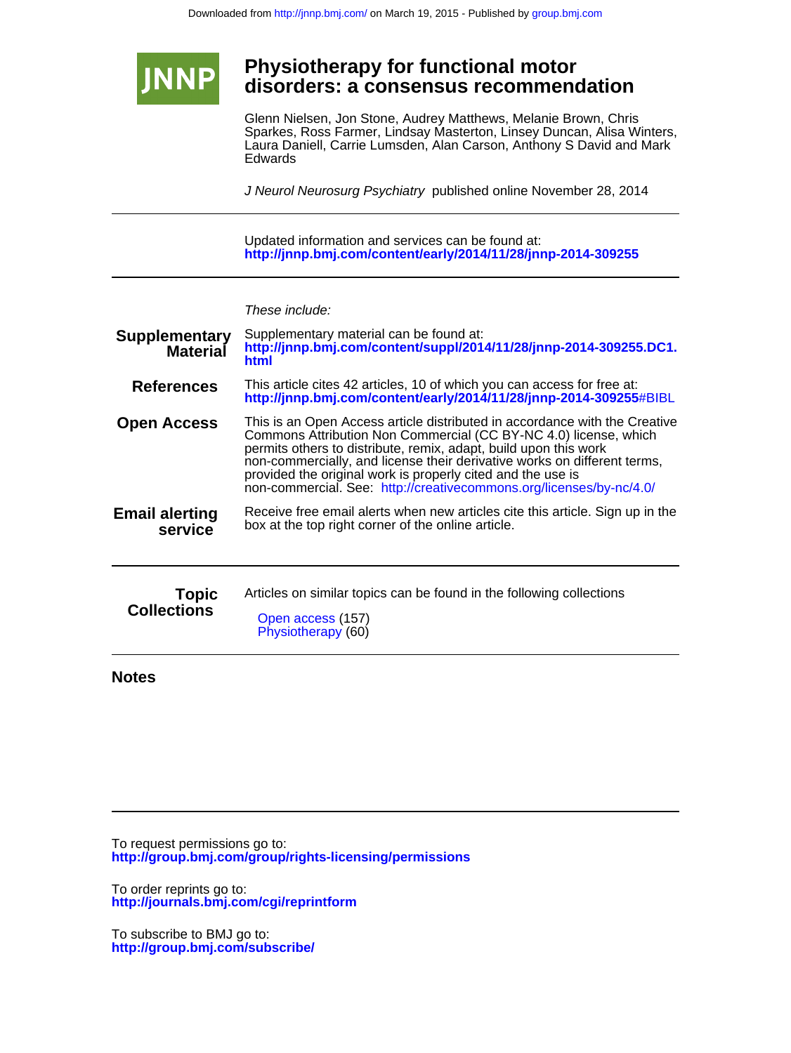Downloaded from http://jnnp.bmj.com/ on March 19, 2015 - Published by group.bmj.com

JNNP

# Physiotherapy for functional motor disorders: a consensus recommendation

Glenn Nielsen, Jon Stone, Audrey Matthews, Melanie Brown, Chris Sparkes, Ross Farmer, Lindsay Masterton, Linsey Duncan, Alisa Winters, Laura Daniell, Carrie Lumsden, Alan Carson, Anthony S David and Mark Edwards

*J Neurol Neurosurg Psychiatry* published online November 28, 2014

Updated information and services can be found at:
**http://jnnp.bmj.com/content/early/2014/11/28/jnnp-2014-309255**

*These include:*

| | |
|---|---|
| **Supplementary Material** | Supplementary material can be found at: **http://jnnp.bmj.com/content/suppl/2014/11/28/jnnp-2014-309255.DC1.html** |
| **References** | This article cites 42 articles, 10 of which you can access for free at: **http://jnnp.bmj.com/content/early/2014/11/28/jnnp-2014-309255**#BIBL |
| **Open Access** | This is an Open Access article distributed in accordance with the Creative Commons Attribution Non Commercial (CC BY-NC 4.0) license, which permits others to distribute, remix, adapt, build upon this work non-commercially, and license their derivative works on different terms, provided the original work is properly cited and the use is non-commercial. See: http://creativecommons.org/licenses/by-nc/4.0/ |
| **Email alerting service** | Receive free email alerts when new articles cite this article. Sign up in the box at the top right corner of the online article. |

| | |
|---|---|
| **Topic Collections** | Articles on similar topics can be found in the following collections<br><br>Open access (157)<br>Physiotherapy (60) |

## Notes

To request permissions go to:
**http://group.bmj.com/group/rights-licensing/permissions**

To order reprints go to:
**http://journals.bmj.com/cgi/reprintform**

To subscribe to BMJ go to:
**http://group.bmj.com/subscribe/**